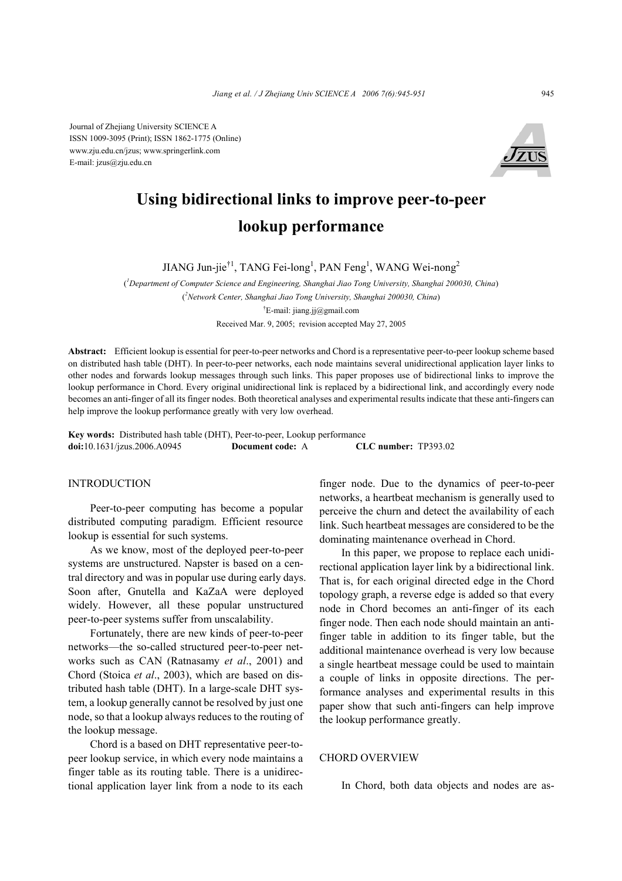Journal of Zhejiang University SCIENCE A
ISSN 1009-3095 (Print); ISSN 1862-1775 (Online)
www.zju.edu.cn/jzus; www.springerlink.com
E-mail: jzus@zju.edu.cn

# Using bidirectional links to improve peer-to-peer lookup performance

JIANG Jun-jie[†1], TANG Fei-long[1], PAN Feng[1], WANG Wei-nong[2]

([1]*Department of Computer Science and Engineering, Shanghai Jiao Tong University, Shanghai 200030, China*)

([2]*Network Center, Shanghai Jiao Tong University, Shanghai 200030, China*)

[†]E-mail: jiang.jj@gmail.com

Received Mar. 9, 2005; revision accepted May 27, 2005

**Abstract:** Efficient lookup is essential for peer-to-peer networks and Chord is a representative peer-to-peer lookup scheme based on distributed hash table (DHT). In peer-to-peer networks, each node maintains several unidirectional application layer links to other nodes and forwards lookup messages through such links. This paper proposes use of bidirectional links to improve the lookup performance in Chord. Every original unidirectional link is replaced by a bidirectional link, and accordingly every node becomes an anti-finger of all its finger nodes. Both theoretical analyses and experimental results indicate that these anti-fingers can help improve the lookup performance greatly with very low overhead.

**Key words:** Distributed hash table (DHT), Peer-to-peer, Lookup performance
**doi:**10.1631/jzus.2006.A0945 **Document code:** A **CLC number:** TP393.02

## INTRODUCTION

Peer-to-peer computing has become a popular distributed computing paradigm. Efficient resource lookup is essential for such systems.

As we know, most of the deployed peer-to-peer systems are unstructured. Napster is based on a central directory and was in popular use during early days. Soon after, Gnutella and KaZaA were deployed widely. However, all these popular unstructured peer-to-peer systems suffer from unscalability.

Fortunately, there are new kinds of peer-to-peer networks—the so-called structured peer-to-peer networks such as CAN (Ratnasamy *et al*., 2001) and Chord (Stoica *et al*., 2003), which are based on distributed hash table (DHT). In a large-scale DHT system, a lookup generally cannot be resolved by just one node, so that a lookup always reduces to the routing of the lookup message.

Chord is a based on DHT representative peer-to-peer lookup service, in which every node maintains a finger table as its routing table. There is a unidirectional application layer link from a node to its each finger node. Due to the dynamics of peer-to-peer networks, a heartbeat mechanism is generally used to perceive the churn and detect the availability of each link. Such heartbeat messages are considered to be the dominating maintenance overhead in Chord.

In this paper, we propose to replace each unidirectional application layer link by a bidirectional link. That is, for each original directed edge in the Chord topology graph, a reverse edge is added so that every node in Chord becomes an anti-finger of its each finger node. Then each node should maintain an anti-finger table in addition to its finger table, but the additional maintenance overhead is very low because a single heartbeat message could be used to maintain a couple of links in opposite directions. The performance analyses and experimental results in this paper show that such anti-fingers can help improve the lookup performance greatly.

## CHORD OVERVIEW

In Chord, both data objects and nodes are as-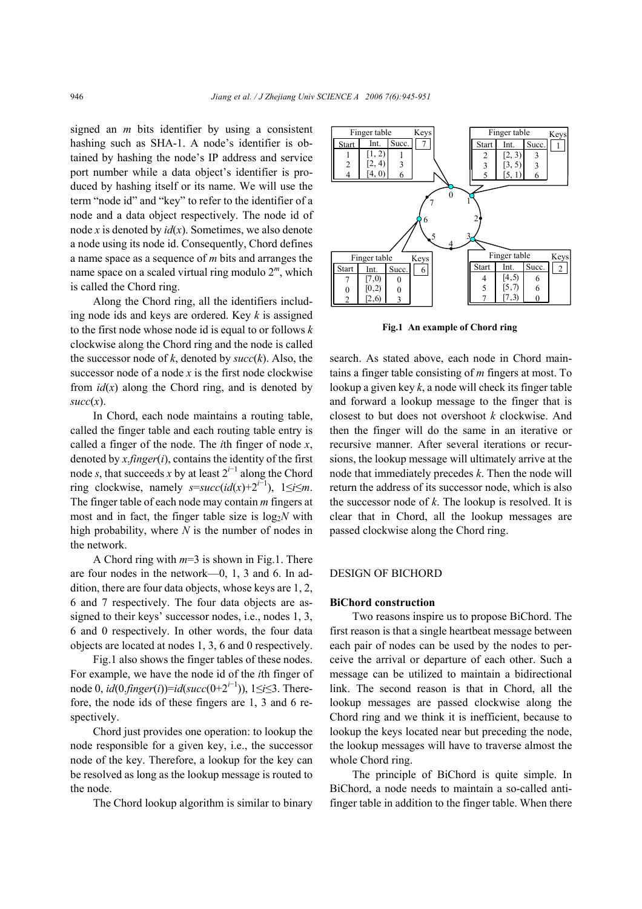signed an $m$ bits identifier by using a consistent hashing such as SHA-1. A node's identifier is obtained by hashing the node's IP address and service port number while a data object's identifier is produced by hashing itself or its name. We will use the term "node id" and "key" to refer to the identifier of a node and a data object respectively. The node id of node $x$ is denoted by $id(x)$. Sometimes, we also denote a node using its node id. Consequently, Chord defines a name space as a sequence of $m$ bits and arranges the name space on a scaled virtual ring modulo $2^m$, which is called the Chord ring.

Along the Chord ring, all the identifiers including node ids and keys are ordered. Key $k$ is assigned to the first node whose node id is equal to or follows $k$ clockwise along the Chord ring and the node is called the successor node of $k$, denoted by $succ(k)$. Also, the successor node of a node $x$ is the first node clockwise from $id(x)$ along the Chord ring, and is denoted by $succ(x)$.

In Chord, each node maintains a routing table, called the finger table and each routing table entry is called a finger of the node. The $i$th finger of node $x$, denoted by $x.finger(i)$, contains the identity of the first node $s$, that succeeds $x$ by at least $2^{i-1}$ along the Chord ring clockwise, namely $s=succ(id(x)+2^{i-1})$, $1\leq i\leq m$. The finger table of each node may contain $m$ fingers at most and in fact, the finger table size is $\log_2 N$ with high probability, where $N$ is the number of nodes in the network.

A Chord ring with $m$=3 is shown in Fig.1. There are four nodes in the network—0, 1, 3 and 6. In addition, there are four data objects, whose keys are 1, 2, 6 and 7 respectively. The four data objects are assigned to their keys' successor nodes, i.e., nodes 1, 3, 6 and 0 respectively. In other words, the four data objects are located at nodes 1, 3, 6 and 0 respectively.

Fig.1 also shows the finger tables of these nodes. For example, we have the node id of the $i$th finger of node 0, $id(0.finger(i))=id(succ(0+2^{i-1}))$, $1\leq i\leq 3$. Therefore, the node ids of these fingers are 1, 3 and 6 respectively.

Chord just provides one operation: to lookup the node responsible for a given key, i.e., the successor node of the key. Therefore, a lookup for the key can be resolved as long as the lookup message is routed to the node.

The Chord lookup algorithm is similar to binary search. As stated above, each node in Chord maintains a finger table consisting of $m$ fingers at most. To lookup a given key $k$, a node will check its finger table and forward a lookup message to the finger that is closest to but does not overshoot $k$ clockwise. And then the finger will do the same in an iterative or recursive manner. After several iterations or recursions, the lookup message will ultimately arrive at the node that immediately precedes $k$. Then the node will return the address of its successor node, which is also the successor node of $k$. The lookup is resolved. It is clear that in Chord, all the lookup messages are passed clockwise along the Chord ring.

Node 0 — Finger table (Keys: 7)

| Start | Int. | Succ. |
|---|---|---|
| 1 | [1, 2) | 1 |
| 2 | [2, 4) | 3 |
| 4 | [4, 0) | 6 |

Node 1 — Finger table (Keys: 1)

| Start | Int. | Succ. |
|---|---|---|
| 2 | [2, 3) | 3 |
| 3 | [3, 5) | 3 |
| 5 | [5, 1) | 6 |

Node 6 — Finger table (Keys: 6)

| Start | Int. | Succ. |
|---|---|---|
| 7 | [7,0) | 0 |
| 0 | [0,2) | 0 |
| 2 | [2,6) | 3 |

Node 3 — Finger table (Keys: 2)

| Start | Int. | Succ. |
|---|---|---|
| 4 | [4,5) | 6 |
| 5 | [5,7) | 6 |
| 7 | [7,3) | 0 |

**Fig.1 An example of Chord ring**

## DESIGN OF BICHORD

### BiChord construction

Two reasons inspire us to propose BiChord. The first reason is that a single heartbeat message between each pair of nodes can be used by the nodes to perceive the arrival or departure of each other. Such a message can be utilized to maintain a bidirectional link. The second reason is that in Chord, all the lookup messages are passed clockwise along the Chord ring and we think it is inefficient, because to lookup the keys located near but preceding the node, the lookup messages will have to traverse almost the whole Chord ring.

The principle of BiChord is quite simple. In BiChord, a node needs to maintain a so-called anti-finger table in addition to the finger table. When there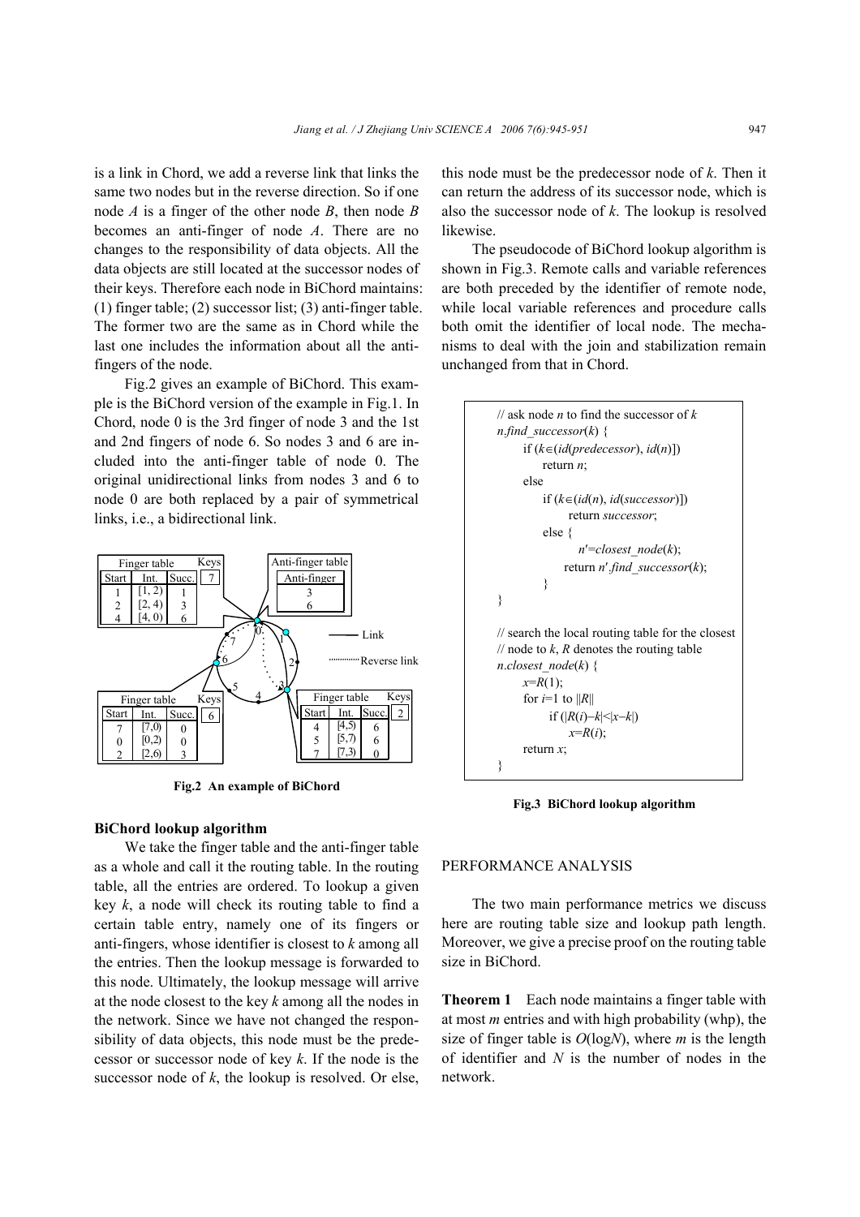is a link in Chord, we add a reverse link that links the same two nodes but in the reverse direction. So if one node *A* is a finger of the other node *B*, then node *B* becomes an anti-finger of node *A*. There are no changes to the responsibility of data objects. All the data objects are still located at the successor nodes of their keys. Therefore each node in BiChord maintains: (1) finger table; (2) successor list; (3) anti-finger table. The former two are the same as in Chord while the last one includes the information about all the anti-fingers of the node.

Fig.2 gives an example of BiChord. This example is the BiChord version of the example in Fig.1. In Chord, node 0 is the 3rd finger of node 3 and the 1st and 2nd fingers of node 6. So nodes 3 and 6 are included into the anti-finger table of node 0. The original unidirectional links from nodes 3 and 6 to node 0 are both replaced by a pair of symmetrical links, i.e., a bidirectional link.

**Fig.2 An example of BiChord**

### BiChord lookup algorithm

We take the finger table and the anti-finger table as a whole and call it the routing table. In the routing table, all the entries are ordered. To lookup a given key *k*, a node will check its routing table to find a certain table entry, namely one of its fingers or anti-fingers, whose identifier is closest to *k* among all the entries. Then the lookup message is forwarded to this node. Ultimately, the lookup message will arrive at the node closest to the key *k* among all the nodes in the network. Since we have not changed the responsibility of data objects, this node must be the predecessor or successor node of key *k*. If the node is the successor node of *k*, the lookup is resolved. Or else, this node must be the predecessor node of *k*. Then it can return the address of its successor node, which is also the successor node of *k*. The lookup is resolved likewise.

The pseudocode of BiChord lookup algorithm is shown in Fig.3. Remote calls and variable references are both preceded by the identifier of remote node, while local variable references and procedure calls both omit the identifier of local node. The mechanisms to deal with the join and stabilization remain unchanged from that in Chord.

```
// ask node n to find the successor of k
n.find_successor(k) {
    if (k∈(id(predecessor), id(n)])
        return n;
    else
        if (k∈(id(n), id(successor)])
            return successor;
        else {
            n′=closest_node(k);
            return n′.find_successor(k);
        }
}

// search the local routing table for the closest
// node to k, R denotes the routing table
n.closest_node(k) {
    x=R(1);
    for i=1 to ||R||
        if (|R(i)−k|<|x−k|)
            x=R(i);
    return x;
}
```

**Fig.3 BiChord lookup algorithm**

## PERFORMANCE ANALYSIS

The two main performance metrics we discuss here are routing table size and lookup path length. Moreover, we give a precise proof on the routing table size in BiChord.

**Theorem 1** Each node maintains a finger table with at most $m$ entries and with high probability (whp), the size of finger table is $O(\log N)$, where $m$ is the length of identifier and $N$ is the number of nodes in the network.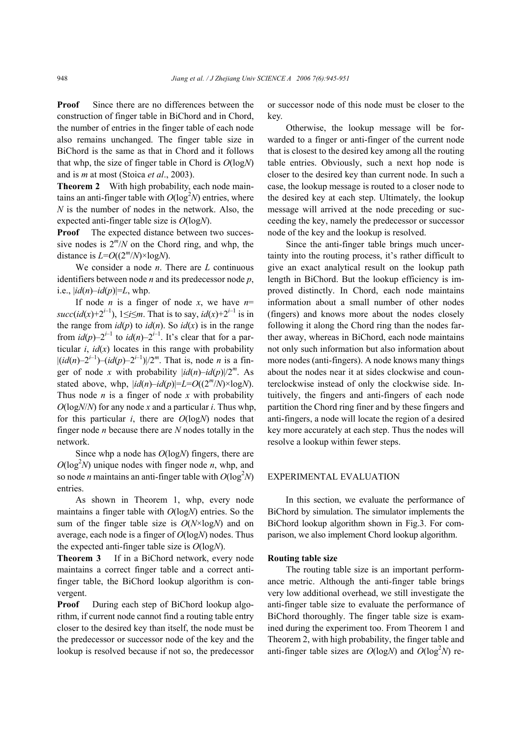**Proof** Since there are no differences between the construction of finger table in BiChord and in Chord, the number of entries in the finger table of each node also remains unchanged. The finger table size in BiChord is the same as that in Chord and it follows that whp, the size of finger table in Chord is $O(\log N)$ and is $m$ at most (Stoica *et al*., 2003).

**Theorem 2** With high probability, each node maintains an anti-finger table with $O(\log^2 N)$ entries, where $N$ is the number of nodes in the network. Also, the expected anti-finger table size is $O(\log N)$.

**Proof** The expected distance between two successive nodes is $2^m/N$ on the Chord ring, and whp, the distance is $L=O((2^m/N)\times\log N)$.

We consider a node $n$. There are $L$ continuous identifiers between node $n$ and its predecessor node $p$, i.e., $|id(n)–id(p)|=L$, whp.

If node $n$ is a finger of node $x$, we have $n=succ(id(x)+2^{i-1})$, $1\leq i\leq m$. That is to say, $id(x)+2^{i-1}$ is in the range from $id(p)$ to $id(n)$. So $id(x)$ is in the range from $id(p)–2^{i-1}$ to $id(n)–2^{i-1}$. It's clear that for a particular $i$, $id(x)$ locates in this range with probability $|(id(n)–2^{i-1})–(id(p)–2^{i-1})|/2^m$. That is, node $n$ is a finger of node $x$ with probability $|id(n)–id(p)|/2^m$. As stated above, whp, $|id(n)–id(p)|=L=O((2^m/N)\times\log N)$. Thus node $n$ is a finger of node $x$ with probability $O(\log N/N)$ for any node $x$ and a particular $i$. Thus whp, for this particular $i$, there are $O(\log N)$ nodes that finger node $n$ because there are $N$ nodes totally in the network.

Since whp a node has $O(\log N)$ fingers, there are $O(\log^2 N)$ unique nodes with finger node $n$, whp, and so node $n$ maintains an anti-finger table with $O(\log^2 N)$ entries.

As shown in Theorem 1, whp, every node maintains a finger table with $O(\log N)$ entries. So the sum of the finger table size is $O(N\times\log N)$ and on average, each node is a finger of $O(\log N)$ nodes. Thus the expected anti-finger table size is $O(\log N)$.

**Theorem 3** If in a BiChord network, every node maintains a correct finger table and a correct anti-finger table, the BiChord lookup algorithm is convergent.

**Proof** During each step of BiChord lookup algorithm, if current node cannot find a routing table entry closer to the desired key than itself, the node must be the predecessor or successor node of the key and the lookup is resolved because if not so, the predecessor or successor node of this node must be closer to the key.

Otherwise, the lookup message will be forwarded to a finger or anti-finger of the current node that is closest to the desired key among all the routing table entries. Obviously, such a next hop node is closer to the desired key than current node. In such a case, the lookup message is routed to a closer node to the desired key at each step. Ultimately, the lookup message will arrived at the node preceding or succeeding the key, namely the predecessor or successor node of the key and the lookup is resolved.

Since the anti-finger table brings much uncertainty into the routing process, it's rather difficult to give an exact analytical result on the lookup path length in BiChord. But the lookup efficiency is improved distinctly. In Chord, each node maintains information about a small number of other nodes (fingers) and knows more about the nodes closely following it along the Chord ring than the nodes farther away, whereas in BiChord, each node maintains not only such information but also information about more nodes (anti-fingers). A node knows many things about the nodes near it at sides clockwise and counterclockwise instead of only the clockwise side. Intuitively, the fingers and anti-fingers of each node partition the Chord ring finer and by these fingers and anti-fingers, a node will locate the region of a desired key more accurately at each step. Thus the nodes will resolve a lookup within fewer steps.

## EXPERIMENTAL EVALUATION

In this section, we evaluate the performance of BiChord by simulation. The simulator implements the BiChord lookup algorithm shown in Fig.3. For comparison, we also implement Chord lookup algorithm.

### Routing table size

The routing table size is an important performance metric. Although the anti-finger table brings very low additional overhead, we still investigate the anti-finger table size to evaluate the performance of BiChord thoroughly. The finger table size is examined during the experiment too. From Theorem 1 and Theorem 2, with high probability, the finger table and anti-finger table sizes are $O(\log N)$ and $O(\log^2 N)$ re-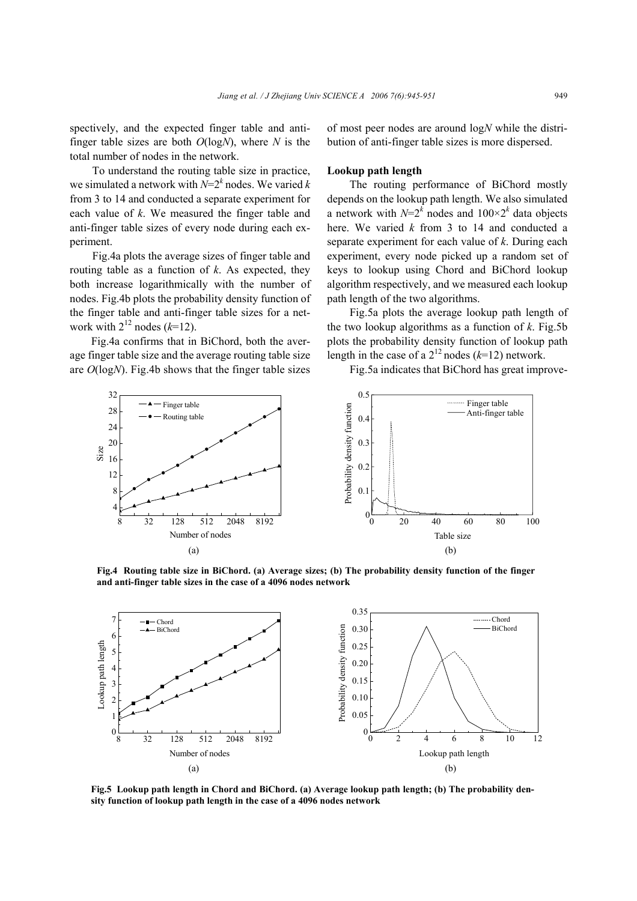spectively, and the expected finger table and anti-finger table sizes are both $O(\log N)$, where $N$ is the total number of nodes in the network.

To understand the routing table size in practice, we simulated a network with $N=2^k$ nodes. We varied $k$ from 3 to 14 and conducted a separate experiment for each value of $k$. We measured the finger table and anti-finger table sizes of every node during each experiment.

Fig.4a plots the average sizes of finger table and routing table as a function of $k$. As expected, they both increase logarithmically with the number of nodes. Fig.4b plots the probability density function of the finger table and anti-finger table sizes for a network with $2^{12}$ nodes ($k$=12).

Fig.4a confirms that in BiChord, both the average finger table size and the average routing table size are $O(\log N)$. Fig.4b shows that the finger table sizes of most peer nodes are around $\log N$ while the distribution of anti-finger table sizes is more dispersed.

### Lookup path length

The routing performance of BiChord mostly depends on the lookup path length. We also simulated a network with $N=2^k$ nodes and $100\times2^k$ data objects here. We varied $k$ from 3 to 14 and conducted a separate experiment for each value of $k$. During each experiment, every node picked up a random set of keys to lookup using Chord and BiChord lookup algorithm respectively, and we measured each lookup path length of the two algorithms.

Fig.5a plots the average lookup path length of the two lookup algorithms as a function of $k$. Fig.5b plots the probability density function of lookup path length in the case of a $2^{12}$ nodes ($k$=12) network.

Fig.5a indicates that BiChord has great improve-

**Fig.4 Routing table size in BiChord. (a) Average sizes; (b) The probability density function of the finger and anti-finger table sizes in the case of a 4096 nodes network**

**Fig.5 Lookup path length in Chord and BiChord. (a) Average lookup path length; (b) The probability density function of lookup path length in the case of a 4096 nodes network**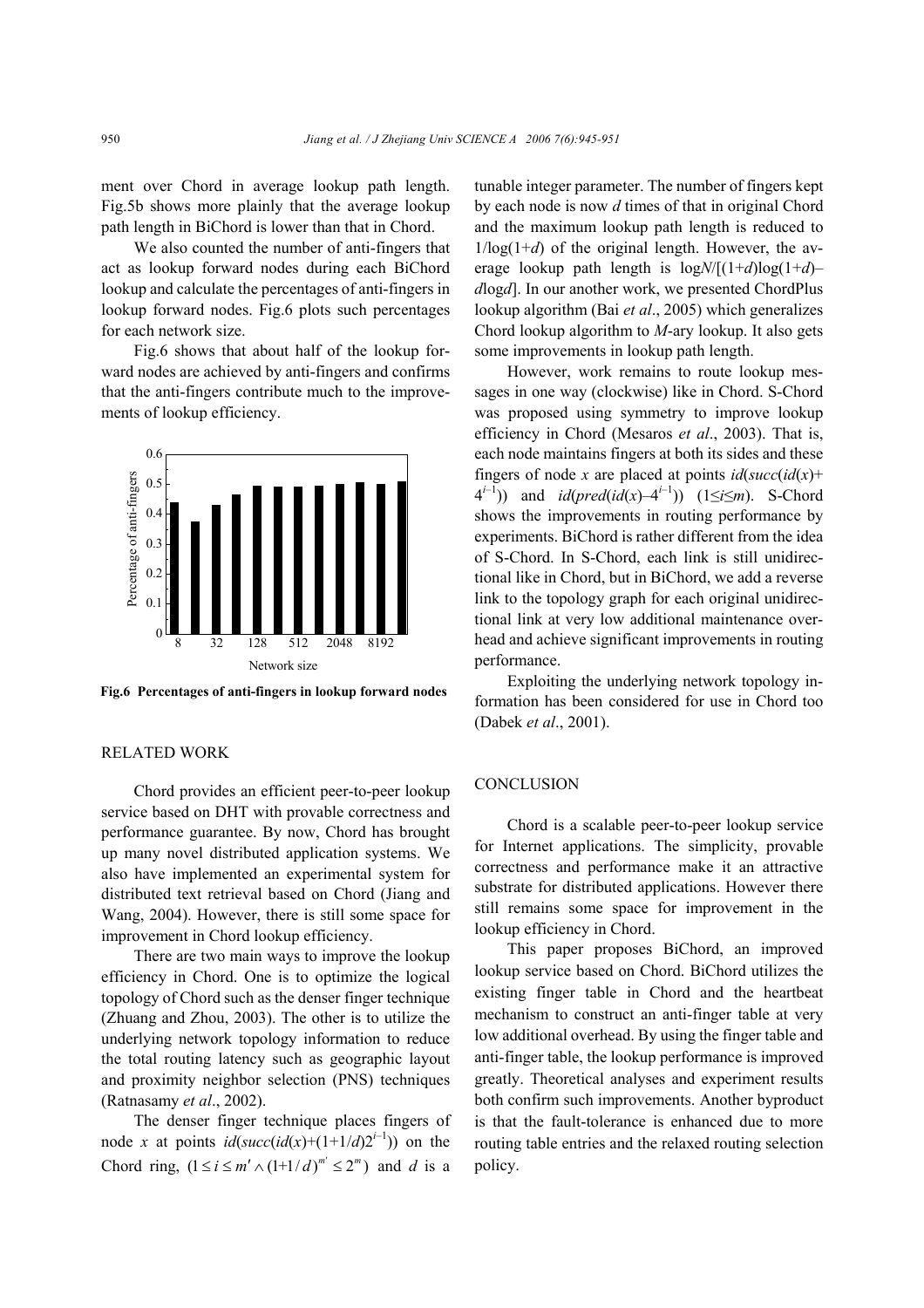ment over Chord in average lookup path length. Fig.5b shows more plainly that the average lookup path length in BiChord is lower than that in Chord.

We also counted the number of anti-fingers that act as lookup forward nodes during each BiChord lookup and calculate the percentages of anti-fingers in lookup forward nodes. Fig.6 plots such percentages for each network size.

Fig.6 shows that about half of the lookup forward nodes are achieved by anti-fingers and confirms that the anti-fingers contribute much to the improvements of lookup efficiency.

**Fig.6 Percentages of anti-fingers in lookup forward nodes**

## RELATED WORK

Chord provides an efficient peer-to-peer lookup service based on DHT with provable correctness and performance guarantee. By now, Chord has brought up many novel distributed application systems. We also have implemented an experimental system for distributed text retrieval based on Chord (Jiang and Wang, 2004). However, there is still some space for improvement in Chord lookup efficiency.

There are two main ways to improve the lookup efficiency in Chord. One is to optimize the logical topology of Chord such as the denser finger technique (Zhuang and Zhou, 2003). The other is to utilize the underlying network topology information to reduce the total routing latency such as geographic layout and proximity neighbor selection (PNS) techniques (Ratnasamy *et al*., 2002).

The denser finger technique places fingers of node $x$ at points $id(succ(id(x)+(1+1/d)2^{i-1}))$ on the Chord ring, $(1\le i\le m' \wedge (1+1/d)^{m'}\le 2^m)$ and $d$ is a tunable integer parameter. The number of fingers kept by each node is now $d$ times of that in original Chord and the maximum lookup path length is reduced to $1/\log(1+d)$ of the original length. However, the average lookup path length is $\log N/[(1+d)\log(1+d)-d\log d]$. In our another work, we presented ChordPlus lookup algorithm (Bai *et al*., 2005) which generalizes Chord lookup algorithm to $M$-ary lookup. It also gets some improvements in lookup path length.

However, work remains to route lookup messages in one way (clockwise) like in Chord. S-Chord was proposed using symmetry to improve lookup efficiency in Chord (Mesaros *et al*., 2003). That is, each node maintains fingers at both its sides and these fingers of node $x$ are placed at points $id(succ(id(x)+4^{i-1}))$ and $id(pred(id(x)-4^{i-1}))$ $(1\le i\le m)$. S-Chord shows the improvements in routing performance by experiments. BiChord is rather different from the idea of S-Chord. In S-Chord, each link is still unidirectional like in Chord, but in BiChord, we add a reverse link to the topology graph for each original unidirectional link at very low additional maintenance overhead and achieve significant improvements in routing performance.

Exploiting the underlying network topology information has been considered for use in Chord too (Dabek *et al*., 2001).

## CONCLUSION

Chord is a scalable peer-to-peer lookup service for Internet applications. The simplicity, provable correctness and performance make it an attractive substrate for distributed applications. However there still remains some space for improvement in the lookup efficiency in Chord.

This paper proposes BiChord, an improved lookup service based on Chord. BiChord utilizes the existing finger table in Chord and the heartbeat mechanism to construct an anti-finger table at very low additional overhead. By using the finger table and anti-finger table, the lookup performance is improved greatly. Theoretical analyses and experiment results both confirm such improvements. Another byproduct is that the fault-tolerance is enhanced due to more routing table entries and the relaxed routing selection policy.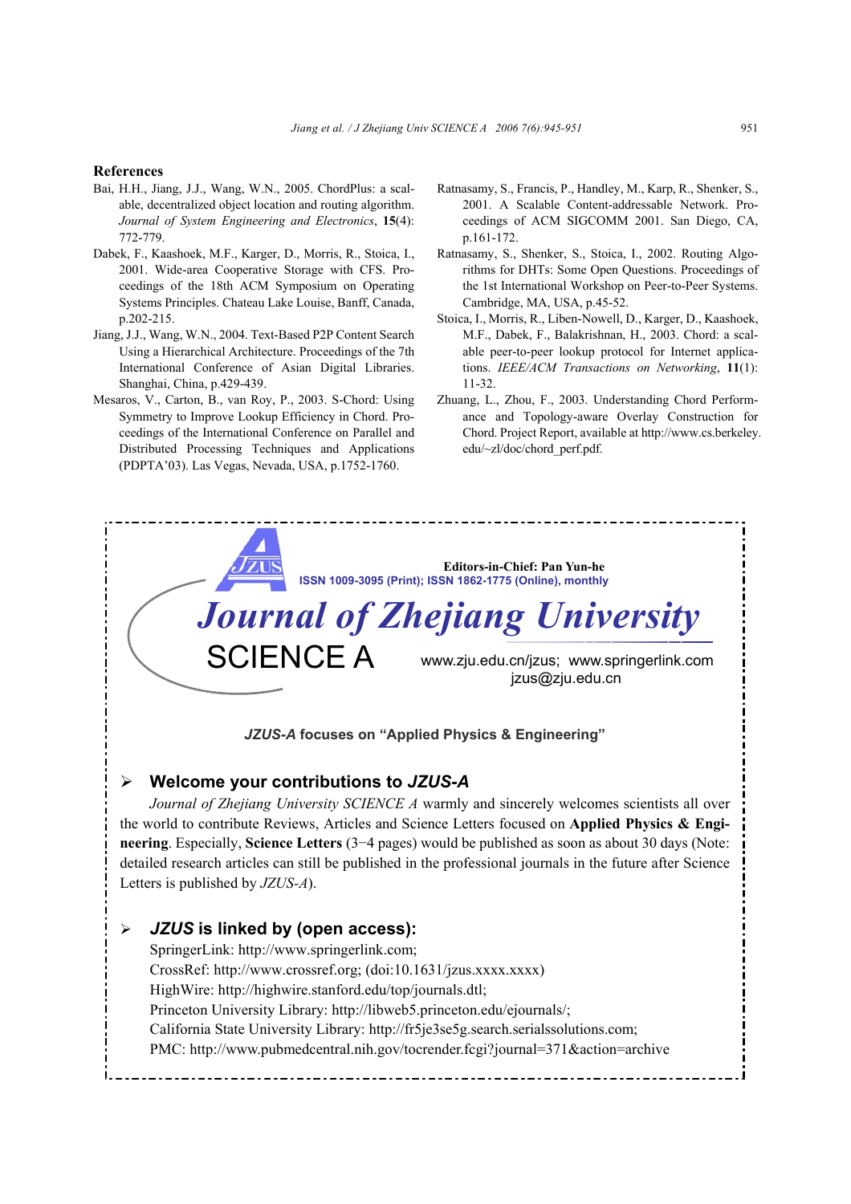## References

Bai, H.H., Jiang, J.J., Wang, W.N., 2005. ChordPlus: a scalable, decentralized object location and routing algorithm. *Journal of System Engineering and Electronics*, **15**(4): 772-779.

Dabek, F., Kaashoek, M.F., Karger, D., Morris, R., Stoica, I., 2001. Wide-area Cooperative Storage with CFS. Proceedings of the 18th ACM Symposium on Operating Systems Principles. Chateau Lake Louise, Banff, Canada, p.202-215.

Jiang, J.J., Wang, W.N., 2004. Text-Based P2P Content Search Using a Hierarchical Architecture. Proceedings of the 7th International Conference of Asian Digital Libraries. Shanghai, China, p.429-439.

Mesaros, V., Carton, B., van Roy, P., 2003. S-Chord: Using Symmetry to Improve Lookup Efficiency in Chord. Proceedings of the International Conference on Parallel and Distributed Processing Techniques and Applications (PDPTA'03). Las Vegas, Nevada, USA, p.1752-1760.

Ratnasamy, S., Francis, P., Handley, M., Karp, R., Shenker, S., 2001. A Scalable Content-addressable Network. Proceedings of ACM SIGCOMM 2001. San Diego, CA, p.161-172.

Ratnasamy, S., Shenker, S., Stoica, I., 2002. Routing Algorithms for DHTs: Some Open Questions. Proceedings of the 1st International Workshop on Peer-to-Peer Systems. Cambridge, MA, USA, p.45-52.

Stoica, I., Morris, R., Liben-Nowell, D., Karger, D., Kaashoek, M.F., Dabek, F., Balakrishnan, H., 2003. Chord: a scalable peer-to-peer lookup protocol for Internet applications. *IEEE/ACM Transactions on Networking*, **11**(1): 11-32.

Zhuang, L., Zhou, F., 2003. Understanding Chord Performance and Topology-aware Overlay Construction for Chord. Project Report, available at http://www.cs.berkeley.edu/~zl/doc/chord_perf.pdf.

---

JZUS

**Editors-in-Chief: Pan Yun-he**

**ISSN 1009-3095 (Print); ISSN 1862-1775 (Online), monthly**

# *Journal of Zhejiang University*

SCIENCE A

www.zju.edu.cn/jzus; www.springerlink.com
jzus@zju.edu.cn

***JZUS-A*** **focuses on "Applied Physics & Engineering"**

### Welcome your contributions to *JZUS-A*

*Journal of Zhejiang University SCIENCE A* warmly and sincerely welcomes scientists all over the world to contribute Reviews, Articles and Science Letters focused on **Applied Physics & Engineering**. Especially, **Science Letters** (3−4 pages) would be published as soon as about 30 days (Note: detailed research articles can still be published in the professional journals in the future after Science Letters is published by *JZUS-A*).

### *JZUS* is linked by (open access):

SpringerLink: http://www.springerlink.com;
CrossRef: http://www.crossref.org; (doi:10.1631/jzus.xxxx.xxxx)
HighWire: http://highwire.stanford.edu/top/journals.dtl;
Princeton University Library: http://libweb5.princeton.edu/ejournals/;
California State University Library: http://fr5je3se5g.search.serialssolutions.com;
PMC: http://www.pubmedcentral.nih.gov/tocrender.fcgi?journal=371&action=archive